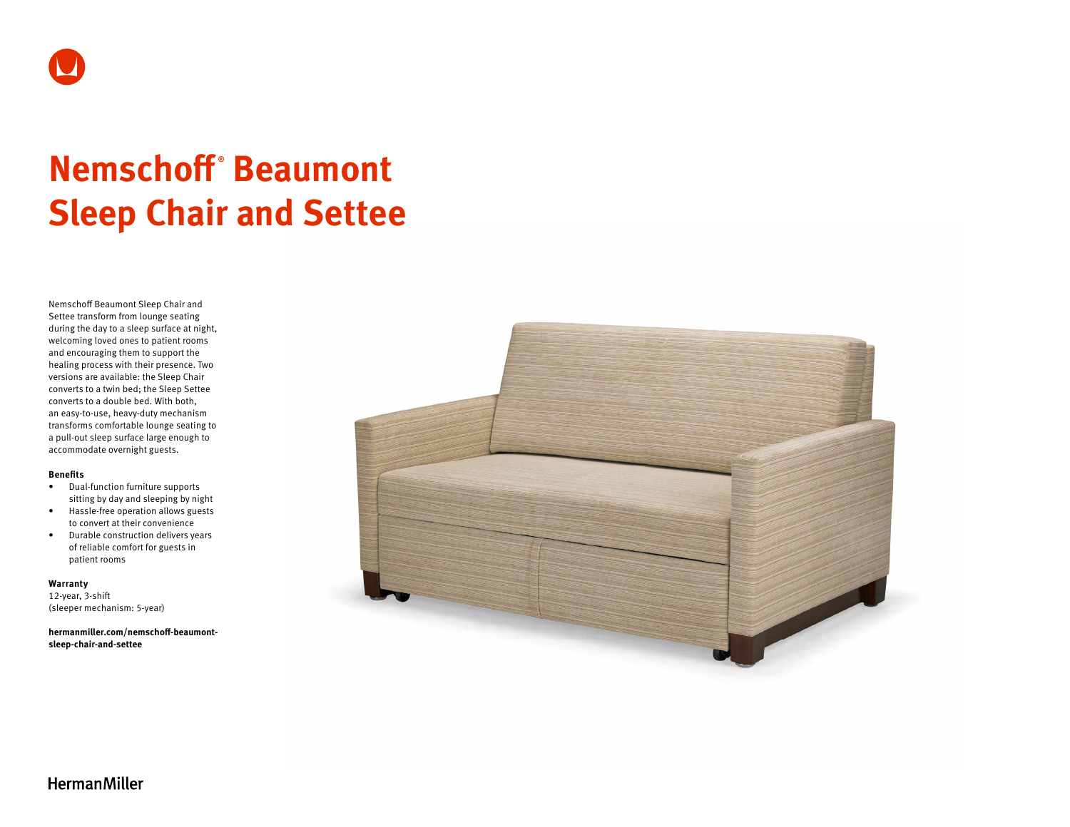# Nemschoff® Beaumont Sleep Chair and Settee

Nemschoff Beaumont Sleep Chair and Settee transform from lounge seating during the day to a sleep surface at night, welcoming loved ones to patient rooms and encouraging them to support the healing process with their presence. Two versions are available: the Sleep Chair converts to a twin bed; the Sleep Settee converts to a double bed. With both, an easy-to-use, heavy-duty mechanism transforms comfortable lounge seating to a pull-out sleep surface large enough to accommodate overnight guests.

**Benefits**

- Dual-function furniture supports sitting by day and sleeping by night
- Hassle-free operation allows guests to convert at their convenience
- Durable construction delivers years of reliable comfort for guests in patient rooms

**Warranty**

12-year, 3-shift
(sleeper mechanism: 5-year)

**hermanmiller.com/nemschoff-beaumont-sleep-chair-and-settee**

HermanMiller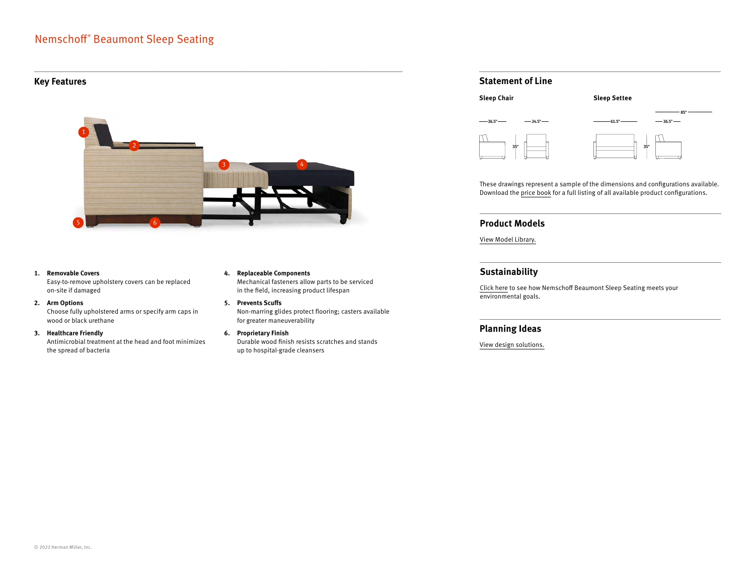# Nemschoff® Beaumont Sleep Seating

## Key Features

1
2
3
4
5
6

1. **Removable Covers**
   Easy-to-remove upholstery covers can be replaced on-site if damaged
2. **Arm Options**
   Choose fully upholstered arms or specify arm caps in wood or black urethane
3. **Healthcare Friendly**
   Antimicrobial treatment at the head and foot minimizes the spread of bacteria
4. **Replaceable Components**
   Mechanical fasteners allow parts to be serviced in the field, increasing product lifespan
5. **Prevents Scuffs**
   Non-marring glides protect flooring; casters available for greater maneuverability
6. **Proprietary Finish**
   Durable wood finish resists scratches and stands up to hospital-grade cleansers

## Statement of Line

**Sleep Chair**

36.5"
34.5"
35"

**Sleep Settee**

85"
61.5"
36.5"
35"

These drawings represent a sample of the dimensions and configurations available. Download the price book for a full listing of all available product configurations.

## Product Models

View Model Library.

## Sustainability

Click here to see how Nemschoff Beaumont Sleep Seating meets your environmental goals.

## Planning Ideas

View design solutions.

© 2022 Herman Miller, Inc.